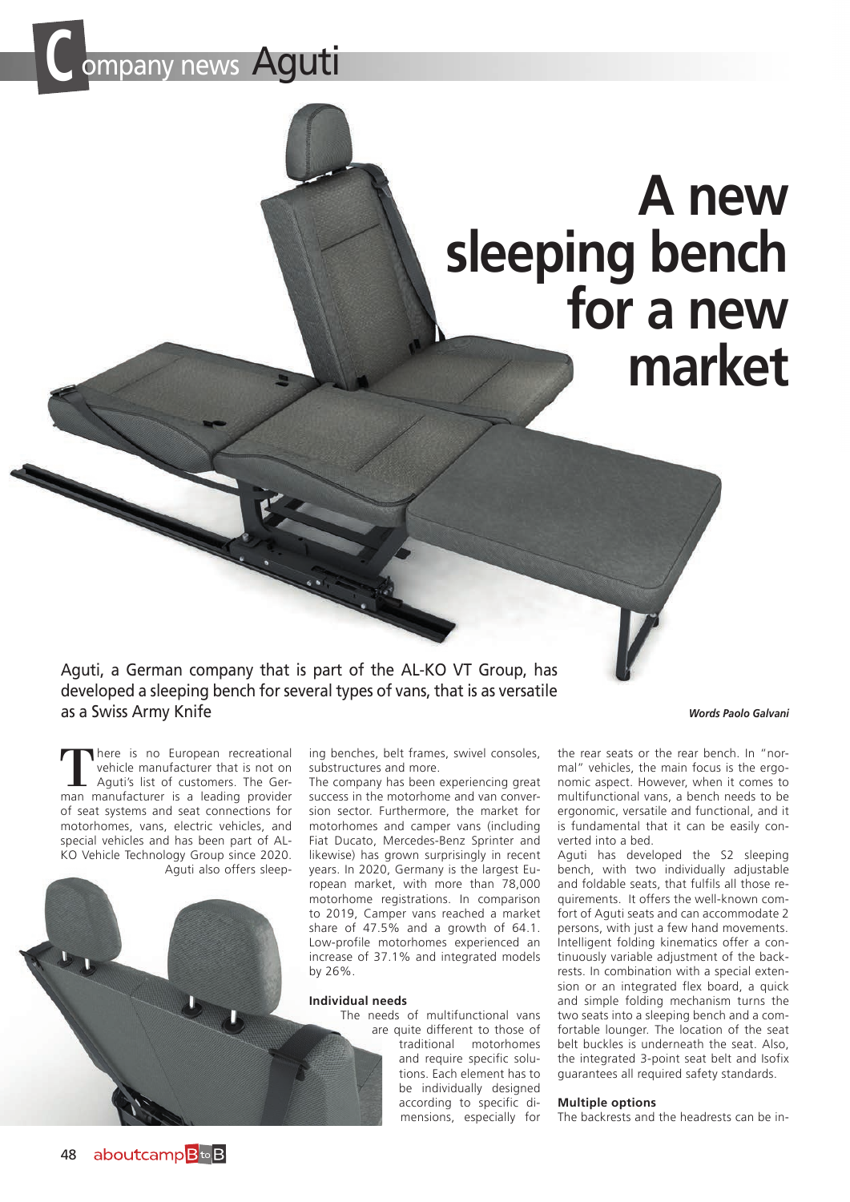# A new sleeping bench for a new market

Aguti, a German company that is part of the AL-KO VT Group, has developed a sleeping bench for several types of vans, that is as versatile as a Swiss Army Knife

***Words Paolo Galvani***

There is no European recreational vehicle manufacturer that is not on Aguti's list of customers. The German manufacturer is a leading provider of seat systems and seat connections for motorhomes, vans, electric vehicles, and special vehicles and has been part of AL-KO Vehicle Technology Group since 2020. Aguti also offers sleeping benches, belt frames, swivel consoles, substructures and more.

The company has been experiencing great success in the motorhome and van conversion sector. Furthermore, the market for motorhomes and camper vans (including Fiat Ducato, Mercedes-Benz Sprinter and likewise) has grown surprisingly in recent years. In 2020, Germany is the largest European market, with more than 78,000 motorhome registrations. In comparison to 2019, Camper vans reached a market share of 47.5% and a growth of 64.1. Low-profile motorhomes experienced an increase of 37.1% and integrated models by 26%.

### Individual needs

The needs of multifunctional vans are quite different to those of traditional motorhomes and require specific solutions. Each element has to be individually designed according to specific dimensions, especially for the rear seats or the rear bench. In "normal" vehicles, the main focus is the ergonomic aspect. However, when it comes to multifunctional vans, a bench needs to be ergonomic, versatile and functional, and it is fundamental that it can be easily converted into a bed.

Aguti has developed the S2 sleeping bench, with two individually adjustable and foldable seats, that fulfils all those requirements. It offers the well-known comfort of Aguti seats and can accommodate 2 persons, with just a few hand movements. Intelligent folding kinematics offer a continuously variable adjustment of the backrests. In combination with a special extension or an integrated flex board, a quick and simple folding mechanism turns the two seats into a sleeping bench and a comfortable lounger. The location of the seat belt buckles is underneath the seat. Also, the integrated 3-point seat belt and Isofix guarantees all required safety standards.

### Multiple options

The backrests and the headrests can be in-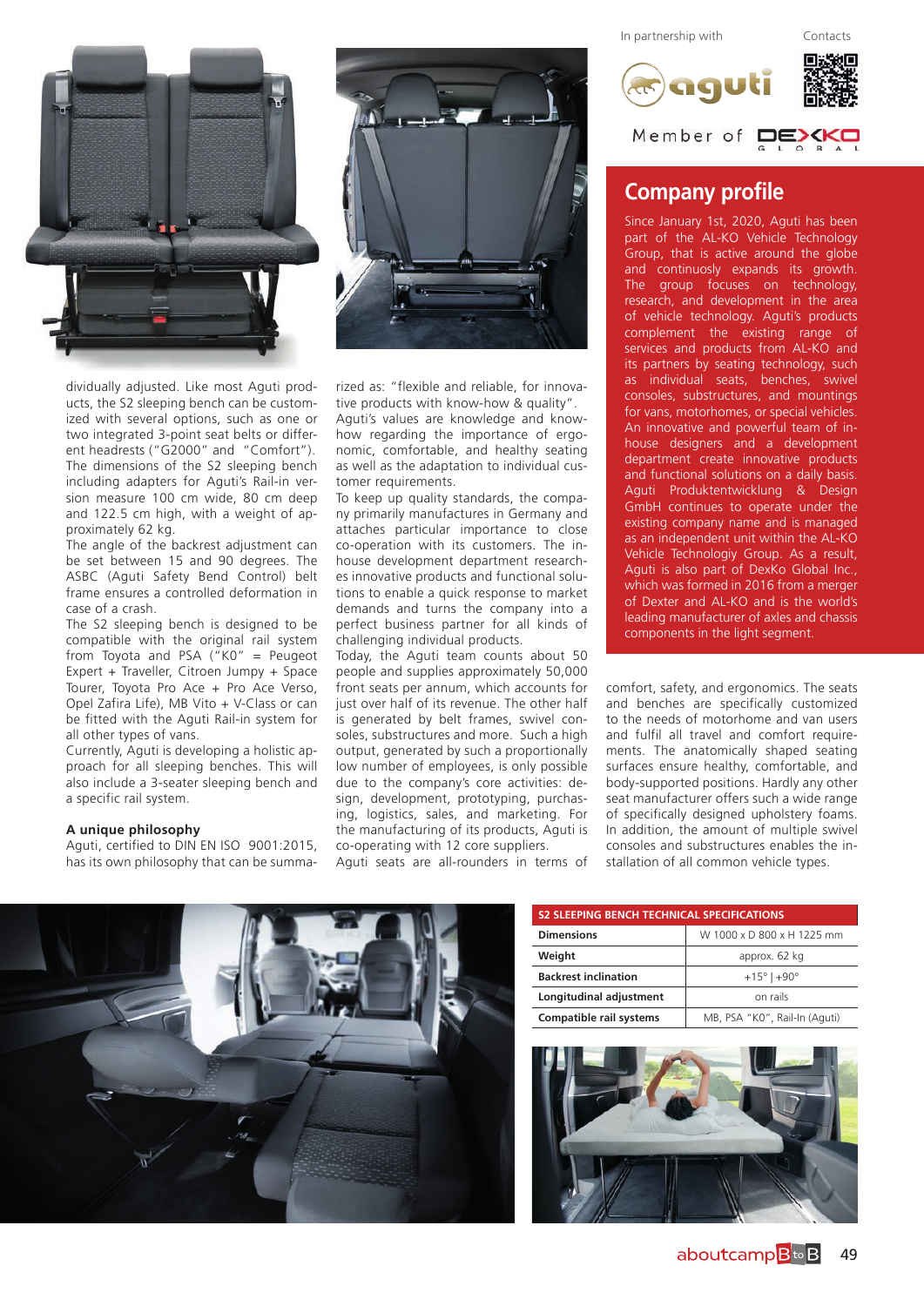dividually adjusted. Like most Aguti products, the S2 sleeping bench can be customized with several options, such as one or two integrated 3-point seat belts or different headrests ("G2000" and "Comfort"). The dimensions of the S2 sleeping bench including adapters for Aguti's Rail-in version measure 100 cm wide, 80 cm deep and 122.5 cm high, with a weight of approximately 62 kg.

The angle of the backrest adjustment can be set between 15 and 90 degrees. The ASBC (Aguti Safety Bend Control) belt frame ensures a controlled deformation in case of a crash.

The S2 sleeping bench is designed to be compatible with the original rail system from Toyota and PSA ("K0" = Peugeot Expert + Traveller, Citroen Jumpy + Space Tourer, Toyota Pro Ace + Pro Ace Verso, Opel Zafira Life), MB Vito + V-Class or can be fitted with the Aguti Rail-in system for all other types of vans.

Currently, Aguti is developing a holistic approach for all sleeping benches. This will also include a 3-seater sleeping bench and a specific rail system.

**A unique philosophy**

Aguti, certified to DIN EN ISO 9001:2015, has its own philosophy that can be summarized as: "flexible and reliable, for innovative products with know-how & quality". Aguti's values are knowledge and know-how regarding the importance of ergonomic, comfortable, and healthy seating as well as the adaptation to individual customer requirements.

To keep up quality standards, the company primarily manufactures in Germany and attaches particular importance to close co-operation with its customers. The in-house development department researches innovative products and functional solutions to enable a quick response to market demands and turns the company into a perfect business partner for all kinds of challenging individual products.

Today, the Aguti team counts about 50 people and supplies approximately 50,000 front seats per annum, which accounts for just over half of its revenue. The other half is generated by belt frames, swivel consoles, substructures and more. Such a high output, generated by such a proportionally low number of employees, is only possible due to the company's core activities: design, development, prototyping, purchasing, logistics, sales, and marketing. For the manufacturing of its products, Aguti is co-operating with 12 core suppliers.

Aguti seats are all-rounders in terms of comfort, safety, and ergonomics. The seats and benches are specifically customized to the needs of motorhome and van users and fulfil all travel and comfort requirements. The anatomically shaped seating surfaces ensure healthy, comfortable, and body-supported positions. Hardly any other seat manufacturer offers such a wide range of specifically designed upholstery foams. In addition, the amount of multiple swivel consoles and substructures enables the installation of all common vehicle types.

In partnership with

aguti

Contacts

Member of DEXKO GLOBAL

## Company profile

Since January 1st, 2020, Aguti has been part of the AL-KO Vehicle Technology Group, that is active around the globe and continuosly expands its growth. The group focuses on technology, research, and development in the area of vehicle technology. Aguti's products complement the existing range of services and products from AL-KO and its partners by seating technology, such as individual seats, benches, swivel consoles, substructures, and mountings for vans, motorhomes, or special vehicles. An innovative and powerful team of in-house designers and a development department create innovative products and functional solutions on a daily basis. Aguti Produktentwicklung & Design GmbH continues to operate under the existing company name and is managed as an independent unit within the AL-KO Vehicle Technologiy Group. As a result, Aguti is also part of DexKo Global Inc., which was formed in 2016 from a merger of Dexter and AL-KO and is the world's leading manufacturer of axles and chassis components in the light segment.

| S2 SLEEPING BENCH TECHNICAL SPECIFICATIONS | |
|---|---|
| **Dimensions** | W 1000 x D 800 x H 1225 mm |
| **Weight** | approx. 62 kg |
| **Backrest inclination** | +15° \| +90° |
| **Longitudinal adjustment** | on rails |
| **Compatible rail systems** | MB, PSA "K0", Rail-In (Aguti) |